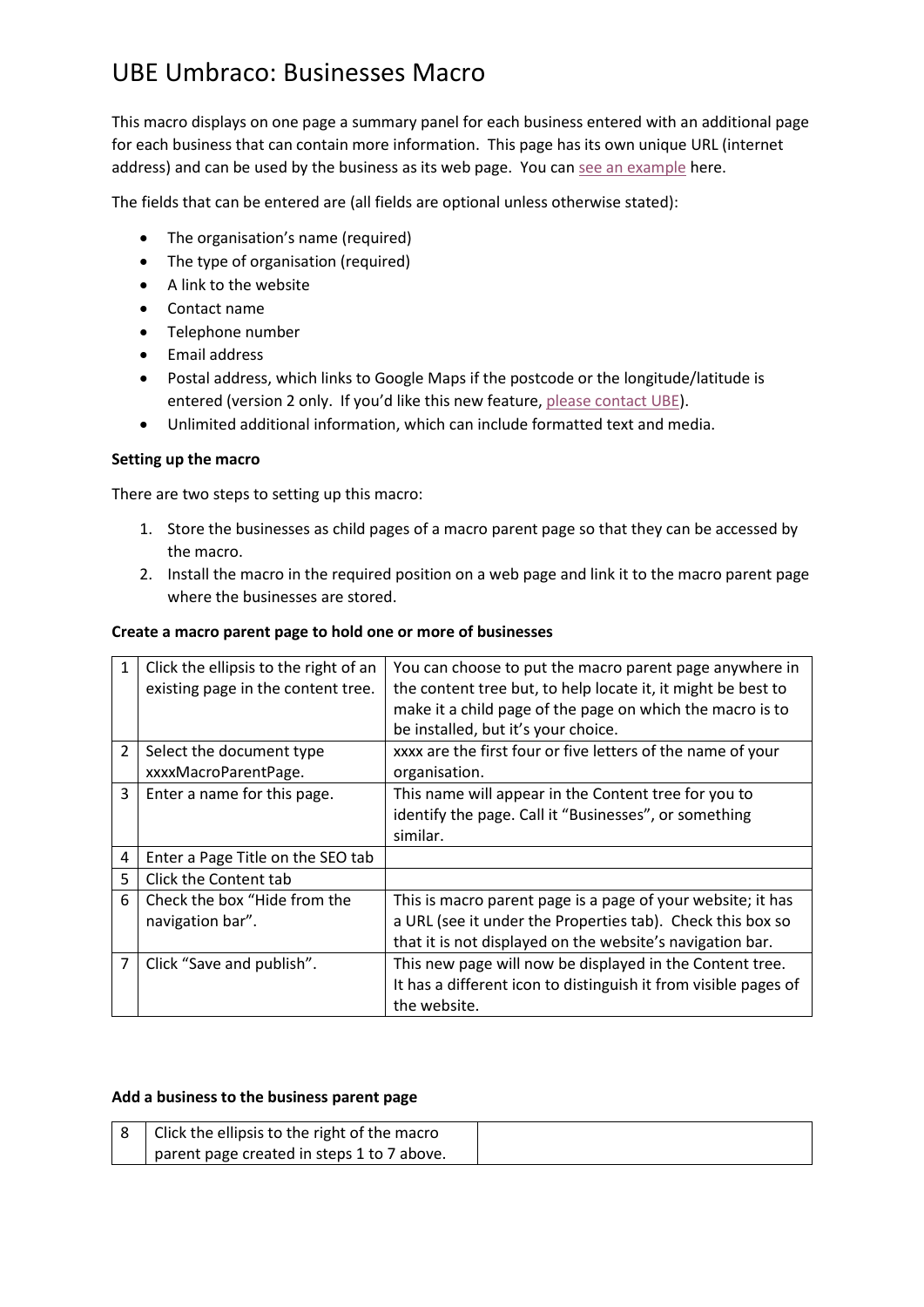# UBE Umbraco: Businesses Macro

This macro displays on one page a summary panel for each business entered with an additional page for each business that can contain more information. This page has its own unique URL (internet address) and can be used by the business as its web page. You can see an example here.

The fields that can be entered are (all fields are optional unless otherwise stated):

- The organisation's name (required)
- The type of organisation (required)
- A link to the website
- Contact name
- Telephone number
- Email address
- Postal address, which links to Google Maps if the postcode or the longitude/latitude is entered (version 2 only. If you'd like this new feature, please contact UBE).
- Unlimited additional information, which can include formatted text and media.

**Setting up the macro**

There are two steps to setting up this macro:

1. Store the businesses as child pages of a macro parent page so that they can be accessed by the macro.
2. Install the macro in the required position on a web page and link it to the macro parent page where the businesses are stored.

**Create a macro parent page to hold one or more of businesses**

| | | |
|---|---|---|
| 1 | Click the ellipsis to the right of an existing page in the content tree. | You can choose to put the macro parent page anywhere in the content tree but, to help locate it, it might be best to make it a child page of the page on which the macro is to be installed, but it's your choice. |
| 2 | Select the document type xxxxMacroParentPage. | xxxx are the first four or five letters of the name of your organisation. |
| 3 | Enter a name for this page. | This name will appear in the Content tree for you to identify the page. Call it "Businesses", or something similar. |
| 4 | Enter a Page Title on the SEO tab | |
| 5 | Click the Content tab | |
| 6 | Check the box "Hide from the navigation bar". | This is macro parent page is a page of your website; it has a URL (see it under the Properties tab). Check this box so that it is not displayed on the website's navigation bar. |
| 7 | Click "Save and publish". | This new page will now be displayed in the Content tree. It has a different icon to distinguish it from visible pages of the website. |

**Add a business to the business parent page**

| | | |
|---|---|---|
| 8 | Click the ellipsis to the right of the macro parent page created in steps 1 to 7 above. | |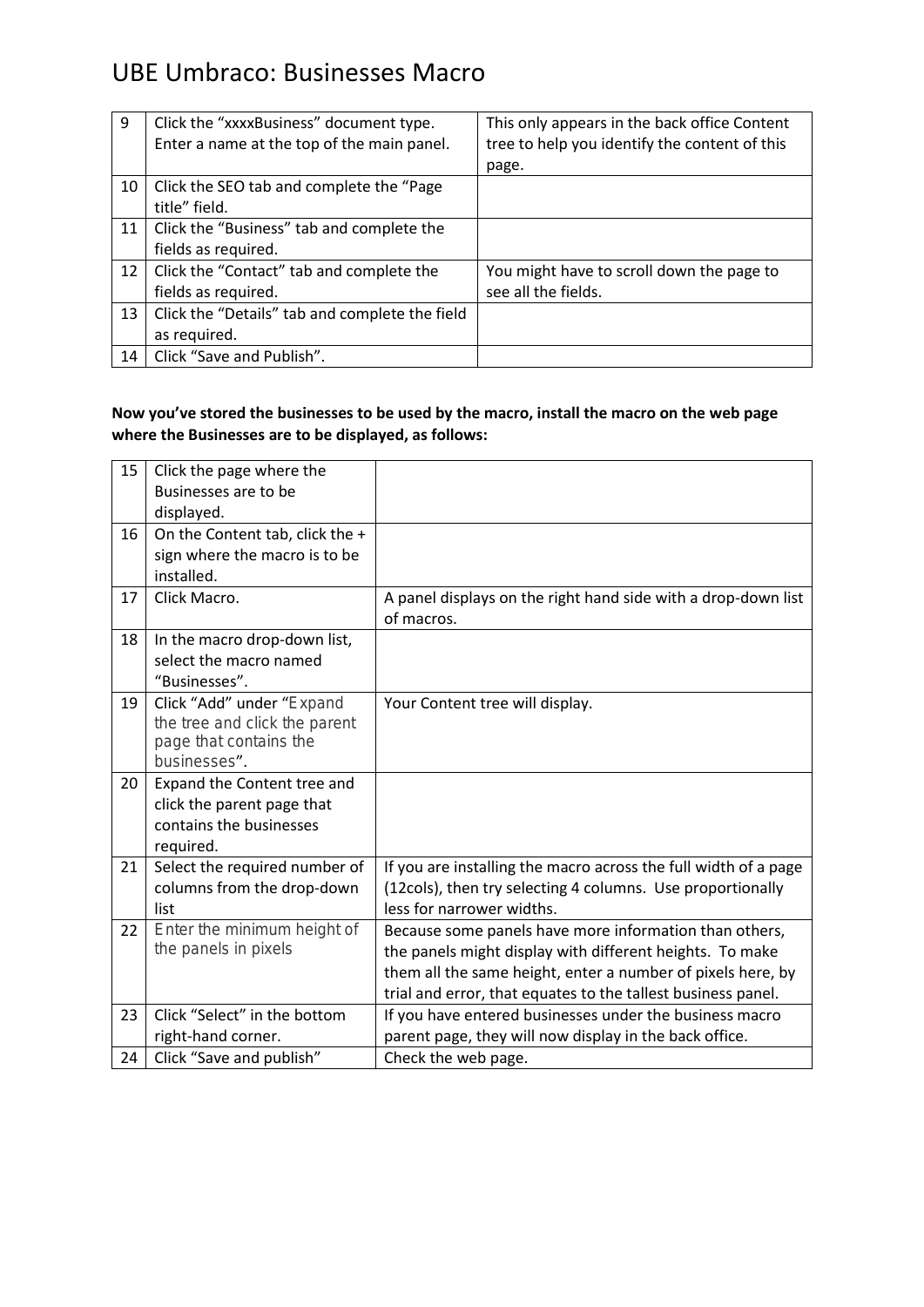# UBE Umbraco: Businesses Macro

| | | |
|---|---|---|
| 9 | Click the "xxxxBusiness" document type. Enter a name at the top of the main panel. | This only appears in the back office Content tree to help you identify the content of this page. |
| 10 | Click the SEO tab and complete the "Page title" field. | |
| 11 | Click the "Business" tab and complete the fields as required. | |
| 12 | Click the "Contact" tab and complete the fields as required. | You might have to scroll down the page to see all the fields. |
| 13 | Click the "Details" tab and complete the field as required. | |
| 14 | Click "Save and Publish". | |

**Now you've stored the businesses to be used by the macro, install the macro on the web page where the Businesses are to be displayed, as follows:**

| | | |
|---|---|---|
| 15 | Click the page where the Businesses are to be displayed. | |
| 16 | On the Content tab, click the + sign where the macro is to be installed. | |
| 17 | Click Macro. | A panel displays on the right hand side with a drop-down list of macros. |
| 18 | In the macro drop-down list, select the macro named "Businesses". | |
| 19 | Click "Add" under "Expand the tree and click the parent page that contains the businesses". | Your Content tree will display. |
| 20 | Expand the Content tree and click the parent page that contains the businesses required. | |
| 21 | Select the required number of columns from the drop-down list | If you are installing the macro across the full width of a page (12cols), then try selecting 4 columns. Use proportionally less for narrower widths. |
| 22 | Enter the minimum height of the panels in pixels | Because some panels have more information than others, the panels might display with different heights. To make them all the same height, enter a number of pixels here, by trial and error, that equates to the tallest business panel. |
| 23 | Click "Select" in the bottom right-hand corner. | If you have entered businesses under the business macro parent page, they will now display in the back office. |
| 24 | Click "Save and publish" | Check the web page. |